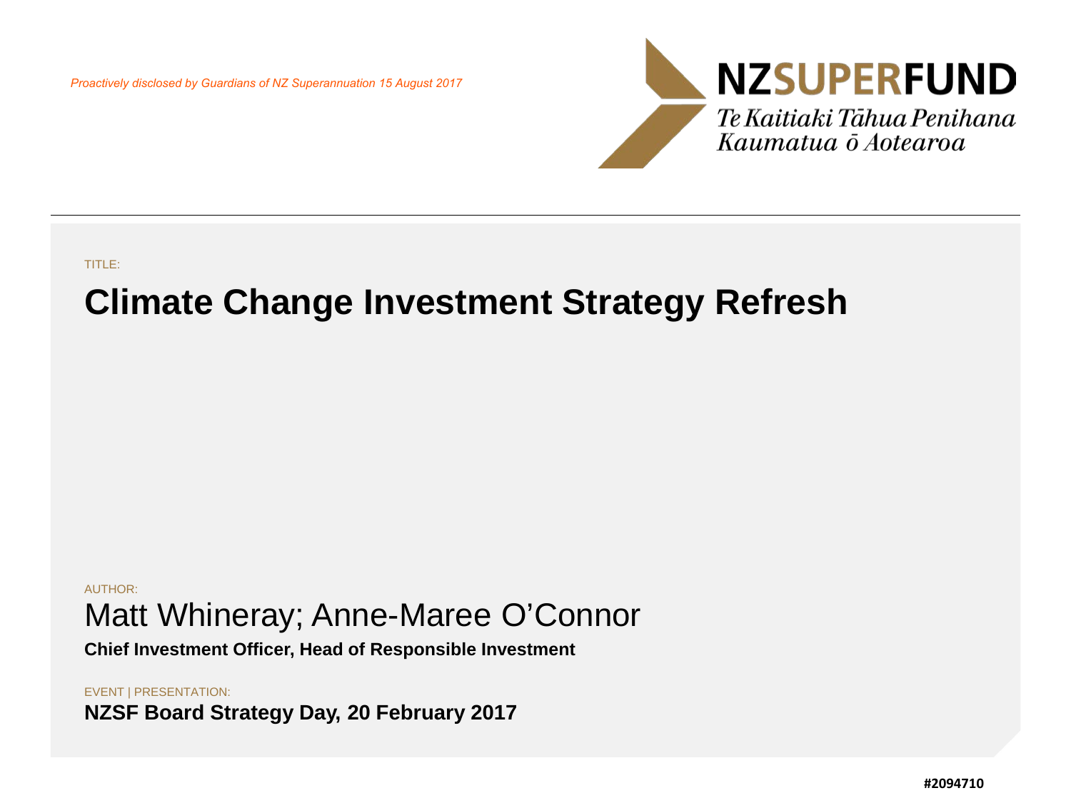*Proactively disclosed by Guardians of NZ Superannuation 15 August 2017*

**NZSUPERFUND**

*Te Kaitiaki Tāhua Penihana Kaumatua ō Aotearoa*

TITLE:

# Climate Change Investment Strategy Refresh

AUTHOR:

Matt Whineray; Anne-Maree O'Connor

**Chief Investment Officer, Head of Responsible Investment**

EVENT | PRESENTATION:

**NZSF Board Strategy Day, 20 February 2017**

**#2094710**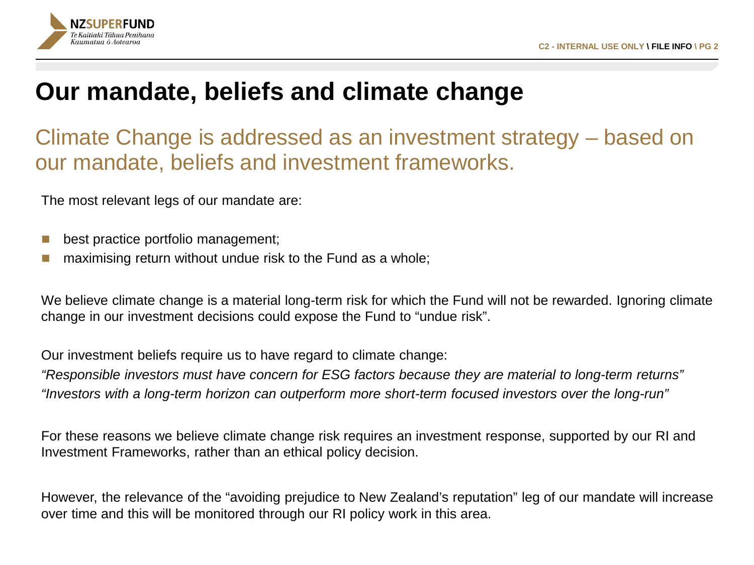# Our mandate, beliefs and climate change

## Climate Change is addressed as an investment strategy – based on our mandate, beliefs and investment frameworks.

The most relevant legs of our mandate are:

- best practice portfolio management;
- maximising return without undue risk to the Fund as a whole;

We believe climate change is a material long-term risk for which the Fund will not be rewarded. Ignoring climate change in our investment decisions could expose the Fund to “undue risk”.

Our investment beliefs require us to have regard to climate change:

*“Responsible investors must have concern for ESG factors because they are material to long-term returns”*

*“Investors with a long-term horizon can outperform more short-term focused investors over the long-run”*

For these reasons we believe climate change risk requires an investment response, supported by our RI and Investment Frameworks, rather than an ethical policy decision.

However, the relevance of the “avoiding prejudice to New Zealand’s reputation” leg of our mandate will increase over time and this will be monitored through our RI policy work in this area.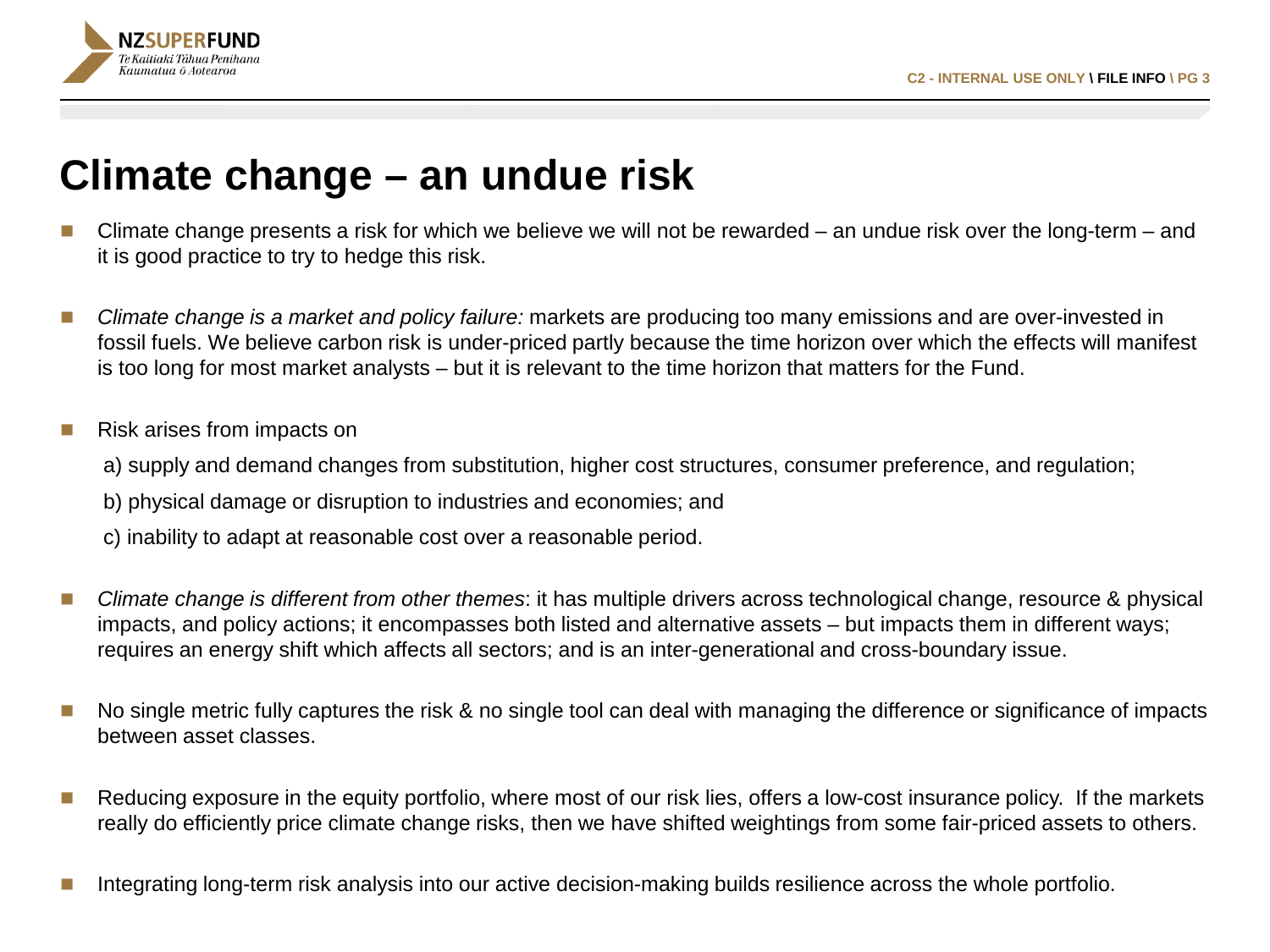# Climate change – an undue risk

- Climate change presents a risk for which we believe we will not be rewarded – an undue risk over the long-term – and it is good practice to try to hedge this risk.
- *Climate change is a market and policy failure:* markets are producing too many emissions and are over-invested in fossil fuels. We believe carbon risk is under-priced partly because the time horizon over which the effects will manifest is too long for most market analysts – but it is relevant to the time horizon that matters for the Fund.
- Risk arises from impacts on

  a) supply and demand changes from substitution, higher cost structures, consumer preference, and regulation;

  b) physical damage or disruption to industries and economies; and

  c) inability to adapt at reasonable cost over a reasonable period.
- *Climate change is different from other themes*: it has multiple drivers across technological change, resource & physical impacts, and policy actions; it encompasses both listed and alternative assets – but impacts them in different ways; requires an energy shift which affects all sectors; and is an inter-generational and cross-boundary issue.
- No single metric fully captures the risk & no single tool can deal with managing the difference or significance of impacts between asset classes.
- Reducing exposure in the equity portfolio, where most of our risk lies, offers a low-cost insurance policy. If the markets really do efficiently price climate change risks, then we have shifted weightings from some fair-priced assets to others.
- Integrating long-term risk analysis into our active decision-making builds resilience across the whole portfolio.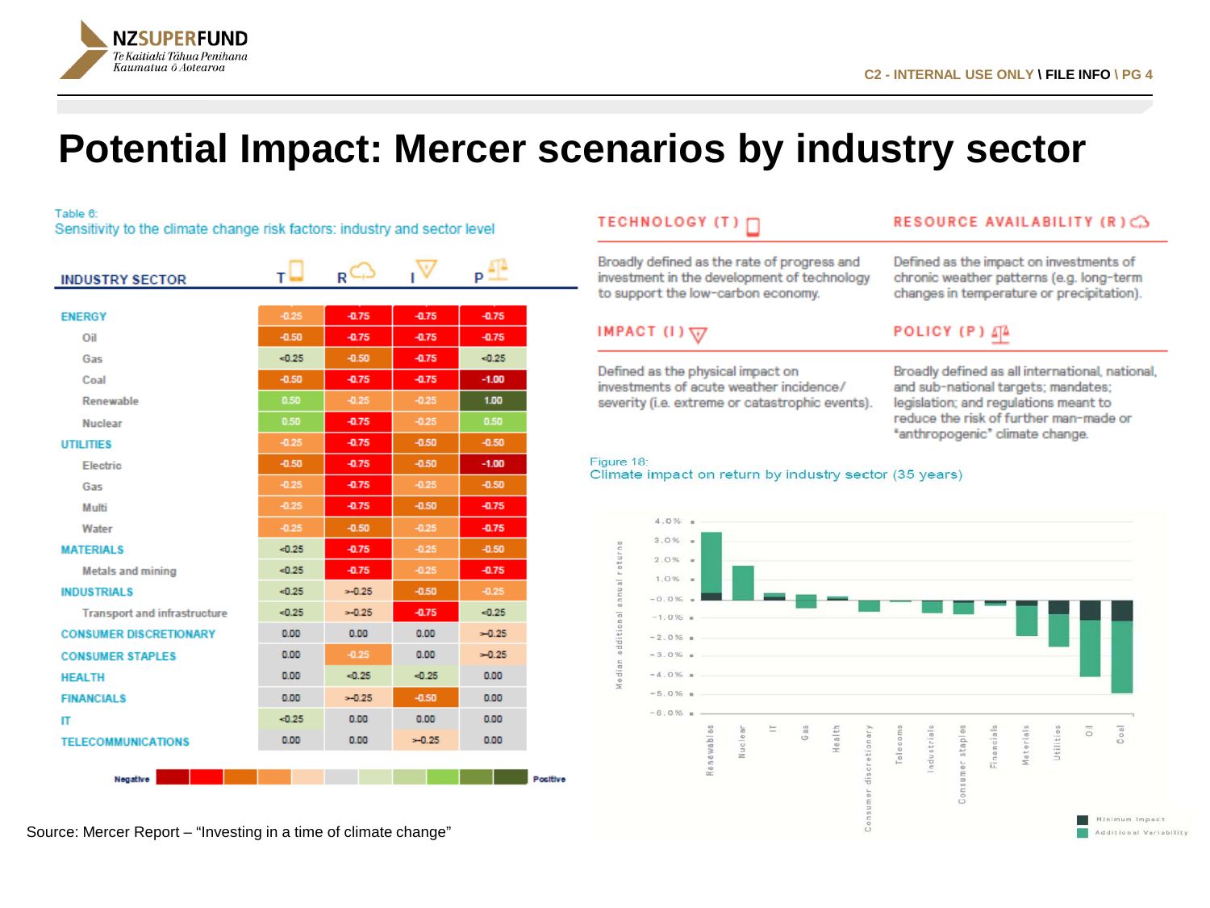# Potential Impact: Mercer scenarios by industry sector

Table 6:
Sensitivity to the climate change risk factors: industry and sector level

| INDUSTRY SECTOR | T | R | I | P |
|---|---|---|---|---|
| **ENERGY** | -0.25 | -0.75 | -0.75 | -0.75 |
| Oil | -0.50 | -0.75 | -0.75 | -0.75 |
| Gas | <0.25 | -0.50 | -0.75 | <0.25 |
| Coal | -0.50 | -0.75 | -0.75 | -1.00 |
| Renewable | 0.50 | -0.25 | -0.25 | 1.00 |
| Nuclear | 0.50 | -0.75 | -0.25 | 0.50 |
| **UTILITIES** | -0.25 | -0.75 | -0.50 | -0.50 |
| Electric | -0.50 | -0.75 | -0.50 | -1.00 |
| Gas | -0.25 | -0.75 | -0.25 | -0.50 |
| Multi | -0.25 | -0.75 | -0.50 | -0.75 |
| Water | -0.25 | -0.50 | -0.25 | -0.75 |
| **MATERIALS** | <0.25 | -0.75 | -0.25 | -0.50 |
| Metals and mining | <0.25 | -0.75 | -0.25 | -0.75 |
| **INDUSTRIALS** | <0.25 | >-0.25 | -0.50 | -0.25 |
| Transport and infrastructure | <0.25 | >-0.25 | -0.75 | <0.25 |
| **CONSUMER DISCRETIONARY** | 0.00 | 0.00 | 0.00 | >-0.25 |
| **CONSUMER STAPLES** | 0.00 | -0.25 | 0.00 | >-0.25 |
| **HEALTH** | 0.00 | <0.25 | <0.25 | 0.00 |
| **FINANCIALS** | 0.00 | >-0.25 | -0.50 | 0.00 |
| **IT** | <0.25 | 0.00 | 0.00 | 0.00 |
| **TELECOMMUNICATIONS** | 0.00 | 0.00 | >-0.25 | 0.00 |

Negative ← → Positive

**TECHNOLOGY (T)**

Broadly defined as the rate of progress and investment in the development of technology to support the low-carbon economy.

**RESOURCE AVAILABILITY (R)**

Defined as the impact on investments of chronic weather patterns (e.g. long-term changes in temperature or precipitation).

**IMPACT (I)**

Defined as the physical impact on investments of acute weather incidence/ severity (i.e. extreme or catastrophic events).

**POLICY (P)**

Broadly defined as all international, national, and sub-national targets; mandates; legislation; and regulations meant to reduce the risk of further man-made or "anthropogenic" climate change.

Figure 18:
Climate impact on return by industry sector (35 years)

Source: Mercer Report – "Investing in a time of climate change"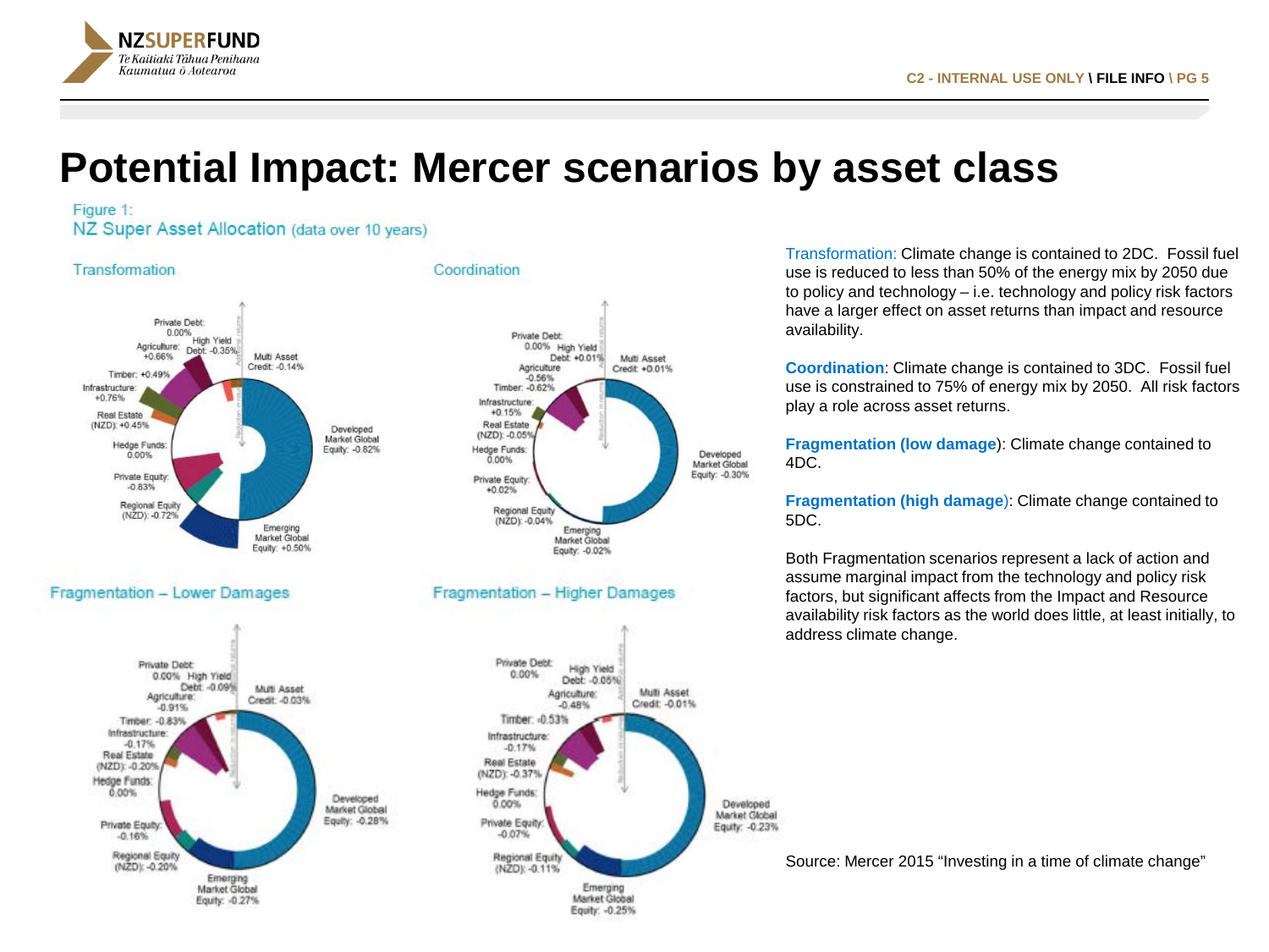# Potential Impact: Mercer scenarios by asset class

Figure 1:
NZ Super Asset Allocation (data over 10 years)

**Transformation**

- Private Debt: 0.00%
- High Yield Debt: -0.35%
- Multi Asset Credit: -0.14%
- Agriculture: +0.66%
- Timber: +0.49%
- Infrastructure: +0.76%
- Real Estate (NZD): +0.45%
- Hedge Funds: 0.00%
- Private Equity: -0.83%
- Regional Equity (NZD): -0.72%
- Emerging Market Global Equity: +0.50%
- Developed Market Global Equity: -0.82%

**Coordination**

- Private Debt: 0.00%
- High Yield Debt: +0.01%
- Multi Asset Credit: +0.01%
- Agriculture: -0.56%
- Timber: -0.62%
- Infrastructure: +0.15%
- Real Estate (NZD): -0.05%
- Hedge Funds: 0.00%
- Private Equity: +0.02%
- Regional Equity (NZD): -0.04%
- Emerging Market Global Equity: -0.02%
- Developed Market Global Equity: -0.30%

**Fragmentation – Lower Damages**

- Private Debt: 0.00%
- High Yield Debt: -0.09%
- Multi Asset Credit: -0.03%
- Agriculture: -0.91%
- Timber: -0.83%
- Infrastructure: -0.17%
- Real Estate (NZD): -0.20%
- Hedge Funds: 0.00%
- Private Equity: -0.16%
- Regional Equity (NZD): -0.20%
- Emerging Market Global Equity: -0.27%
- Developed Market Global Equity: -0.28%

**Fragmentation – Higher Damages**

- Private Debt: 0.00%
- High Yield Debt: -0.05%
- Multi Asset Credit: -0.01%
- Agriculture: -0.48%
- Timber: -0.53%
- Infrastructure: -0.17%
- Real Estate (NZD): -0.37%
- Hedge Funds: 0.00%
- Private Equity: -0.07%
- Regional Equity (NZD): -0.11%
- Emerging Market Global Equity: -0.25%
- Developed Market Global Equity: -0.23%

Transformation: Climate change is contained to 2DC. Fossil fuel use is reduced to less than 50% of the energy mix by 2050 due to policy and technology – i.e. technology and policy risk factors have a larger effect on asset returns than impact and resource availability.

**Coordination**: Climate change is contained to 3DC. Fossil fuel use is constrained to 75% of energy mix by 2050. All risk factors play a role across asset returns.

**Fragmentation (low damage)**: Climate change contained to 4DC.

**Fragmentation (high damage)**: Climate change contained to 5DC.

Both Fragmentation scenarios represent a lack of action and assume marginal impact from the technology and policy risk factors, but significant affects from the Impact and Resource availability risk factors as the world does little, at least initially, to address climate change.

Source: Mercer 2015 "Investing in a time of climate change"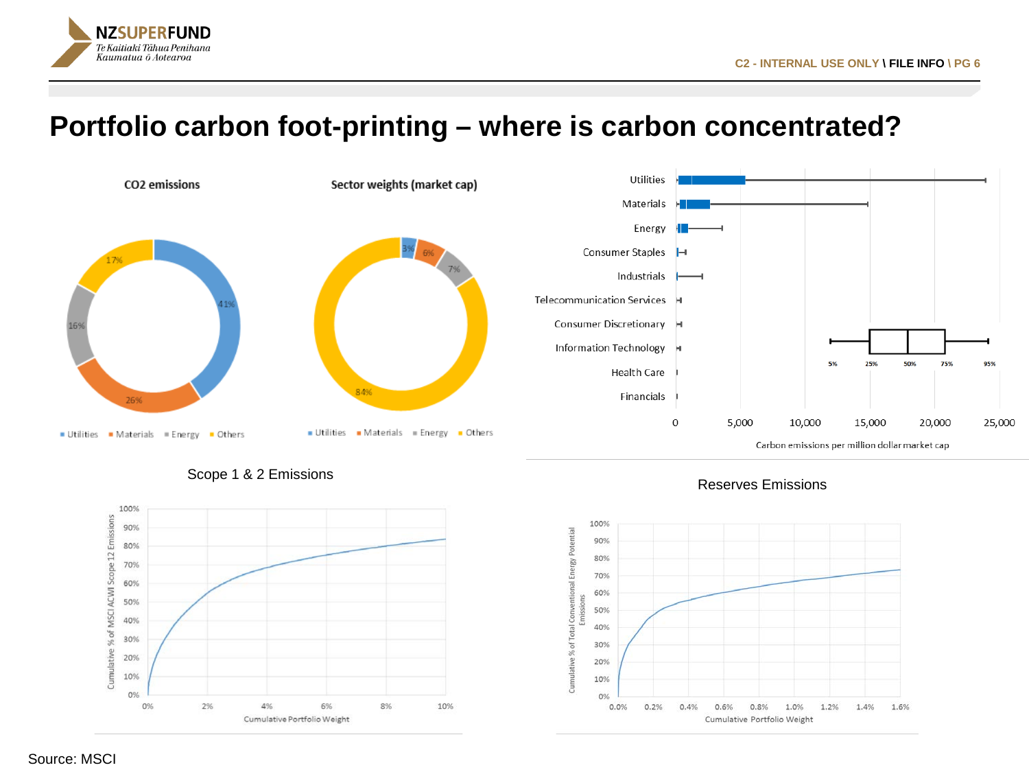# Portfolio carbon foot-printing – where is carbon concentrated?

**CO2 emissions**

| Sector | Share |
| --- | --- |
| Utilities | 41% |
| Materials | 26% |
| Energy | 16% |
| Others | 17% |

**Sector weights (market cap)**

| Sector | Share |
| --- | --- |
| Utilities | 3% |
| Materials | 6% |
| Energy | 7% |
| Others | 84% |

Sectors shown (box plot, 5% / 25% / 50% / 75% / 95%): Utilities, Materials, Energy, Consumer Staples, Industrials, Telecommunication Services, Consumer Discretionary, Information Technology, Health Care, Financials

Carbon emissions per million dollar market cap

**Scope 1 & 2 Emissions**

Cumulative % of MSCI ACWI Scope 12 Emissions vs. Cumulative Portfolio Weight

**Reserves Emissions**

Cumulative % of Total Conventional Energy Potential Emissions vs. Cumulative Portfolio Weight

Source: MSCI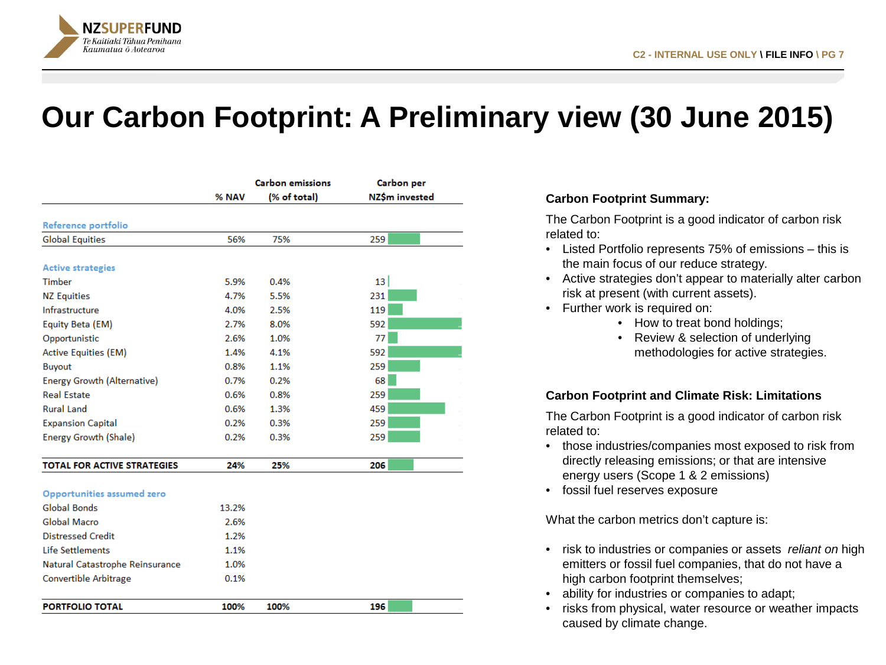# Our Carbon Footprint: A Preliminary view (30 June 2015)

| | % NAV | Carbon emissions (% of total) | Carbon per NZ$m invested |
|---|---|---|---|
| **Reference portfolio** | | | |
| Global Equities | 56% | 75% | 259 |
| **Active strategies** | | | |
| Timber | 5.9% | 0.4% | 13 |
| NZ Equities | 4.7% | 5.5% | 231 |
| Infrastructure | 4.0% | 2.5% | 119 |
| Equity Beta (EM) | 2.7% | 8.0% | 592 |
| Opportunistic | 2.6% | 1.0% | 77 |
| Active Equities (EM) | 1.4% | 4.1% | 592 |
| Buyout | 0.8% | 1.1% | 259 |
| Energy Growth (Alternative) | 0.7% | 0.2% | 68 |
| Real Estate | 0.6% | 0.8% | 259 |
| Rural Land | 0.6% | 1.3% | 459 |
| Expansion Capital | 0.2% | 0.3% | 259 |
| Energy Growth (Shale) | 0.2% | 0.3% | 259 |
| **TOTAL FOR ACTIVE STRATEGIES** | **24%** | **25%** | **206** |
| **Opportunities assumed zero** | | | |
| Global Bonds | 13.2% | | |
| Global Macro | 2.6% | | |
| Distressed Credit | 1.2% | | |
| Life Settlements | 1.1% | | |
| Natural Catastrophe Reinsurance | 1.0% | | |
| Convertible Arbitrage | 0.1% | | |
| **PORTFOLIO TOTAL** | **100%** | **100%** | **196** |

### Carbon Footprint Summary:

The Carbon Footprint is a good indicator of carbon risk related to:

- Listed Portfolio represents 75% of emissions – this is the main focus of our reduce strategy.
- Active strategies don't appear to materially alter carbon risk at present (with current assets).
- Further work is required on:
  - How to treat bond holdings;
  - Review & selection of underlying methodologies for active strategies.

### Carbon Footprint and Climate Risk: Limitations

The Carbon Footprint is a good indicator of carbon risk related to:

- those industries/companies most exposed to risk from directly releasing emissions; or that are intensive energy users (Scope 1 & 2 emissions)
- fossil fuel reserves exposure

What the carbon metrics don't capture is:

- risk to industries or companies or assets *reliant on* high emitters or fossil fuel companies, that do not have a high carbon footprint themselves;
- ability for industries or companies to adapt;
- risks from physical, water resource or weather impacts caused by climate change.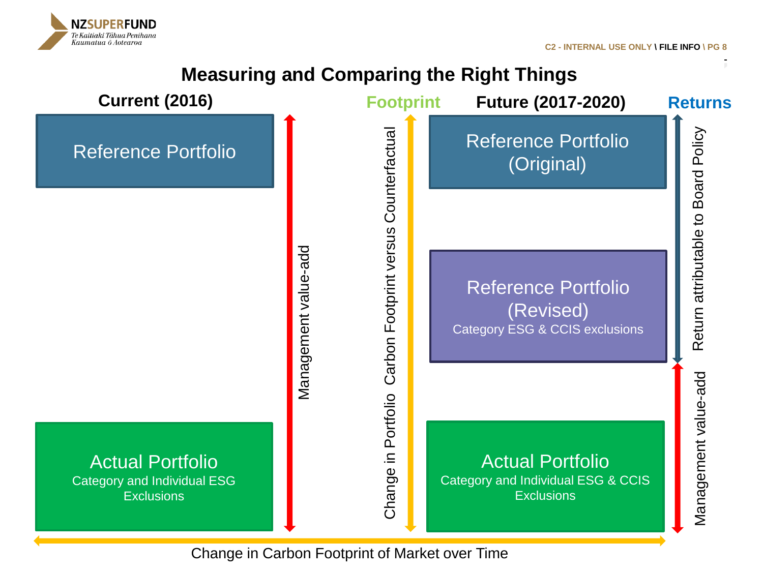# Measuring and Comparing the Right Things

**Current (2016)**

Reference Portfolio

Actual Portfolio
Category and Individual ESG Exclusions

Management value-add

**Footprint**

Change in Portfolio Carbon Footprint versus Counterfactual

**Future (2017-2020)**

Reference Portfolio (Original)

Reference Portfolio (Revised)
Category ESG & CCIS exclusions

Actual Portfolio
Category and Individual ESG & CCIS Exclusions

**Returns**

Return attributable to Board Policy

Management value-add

Change in Carbon Footprint of Market over Time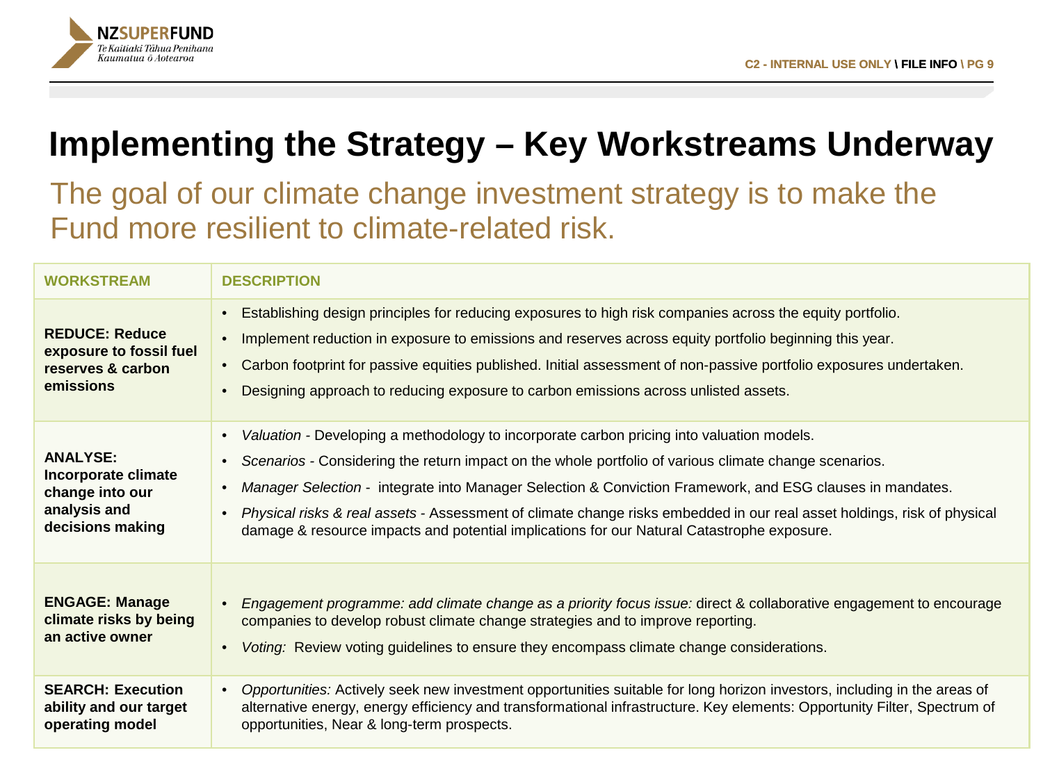# Implementing the Strategy – Key Workstreams Underway

## The goal of our climate change investment strategy is to make the Fund more resilient to climate-related risk.

| WORKSTREAM | DESCRIPTION |
|---|---|
| **REDUCE: Reduce exposure to fossil fuel reserves & carbon emissions** | • Establishing design principles for reducing exposures to high risk companies across the equity portfolio.<br>• Implement reduction in exposure to emissions and reserves across equity portfolio beginning this year.<br>• Carbon footprint for passive equities published. Initial assessment of non-passive portfolio exposures undertaken.<br>• Designing approach to reducing exposure to carbon emissions across unlisted assets. |
| **ANALYSE: Incorporate climate change into our analysis and decisions making** | • *Valuation* - Developing a methodology to incorporate carbon pricing into valuation models.<br>• *Scenarios* - Considering the return impact on the whole portfolio of various climate change scenarios.<br>• *Manager Selection* - integrate into Manager Selection & Conviction Framework, and ESG clauses in mandates.<br>• *Physical risks & real assets* - Assessment of climate change risks embedded in our real asset holdings, risk of physical damage & resource impacts and potential implications for our Natural Catastrophe exposure. |
| **ENGAGE: Manage climate risks by being an active owner** | • *Engagement programme: add climate change as a priority focus issue:* direct & collaborative engagement to encourage companies to develop robust climate change strategies and to improve reporting.<br>• *Voting:* Review voting guidelines to ensure they encompass climate change considerations. |
| **SEARCH: Execution ability and our target operating model** | • *Opportunities:* Actively seek new investment opportunities suitable for long horizon investors, including in the areas of alternative energy, energy efficiency and transformational infrastructure. Key elements: Opportunity Filter, Spectrum of opportunities, Near & long-term prospects. |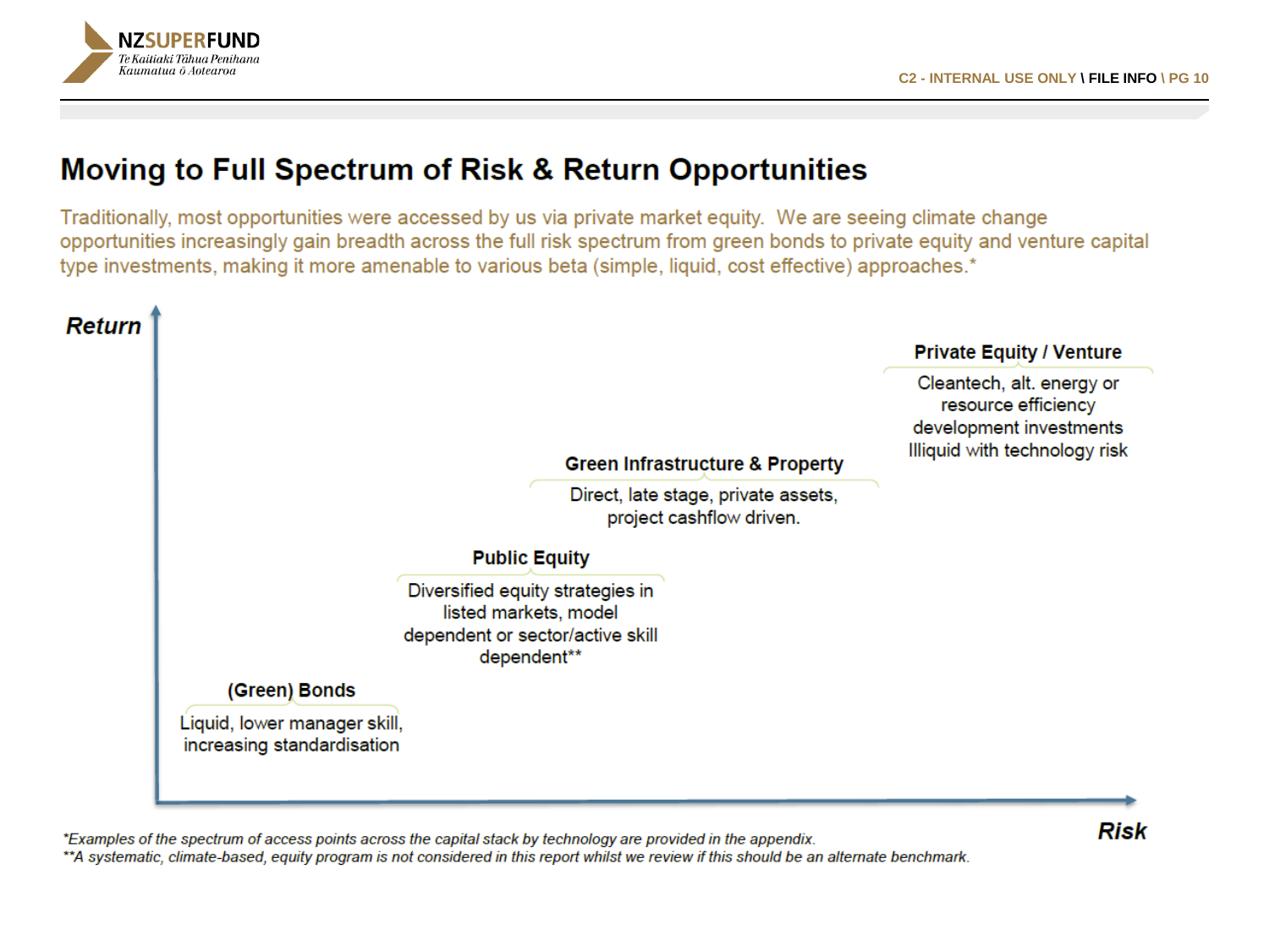# Moving to Full Spectrum of Risk & Return Opportunities

Traditionally, most opportunities were accessed by us via private market equity. We are seeing climate change opportunities increasingly gain breadth across the full risk spectrum from green bonds to private equity and venture capital type investments, making it more amenable to various beta (simple, liquid, cost effective) approaches.*

Return

**Private Equity / Venture**

Cleantech, alt. energy or resource efficiency development investments
Illiquid with technology risk

**Green Infrastructure & Property**

Direct, late stage, private assets, project cashflow driven.

**Public Equity**

Diversified equity strategies in listed markets, model dependent or sector/active skill dependent**

**(Green) Bonds**

Liquid, lower manager skill, increasing standardisation

Risk

*\*Examples of the spectrum of access points across the capital stack by technology are provided in the appendix.*

*\*\*A systematic, climate-based, equity program is not considered in this report whilst we review if this should be an alternate benchmark.*